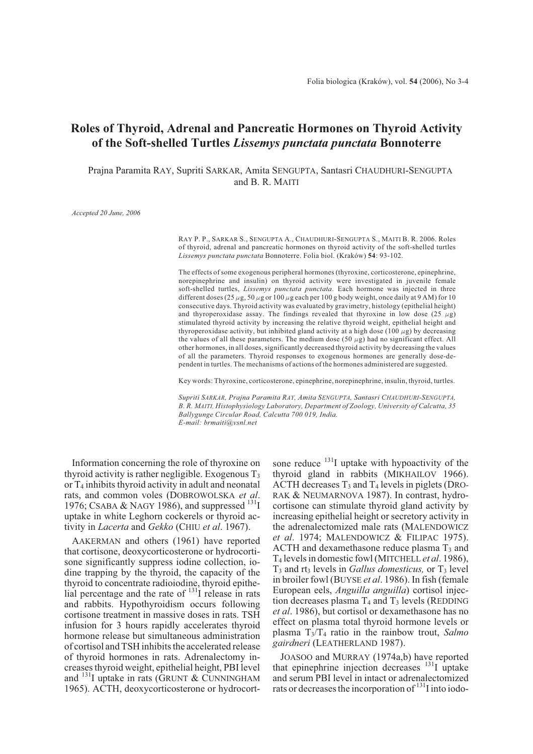# Roles of Thyroid, Adrenal and Pancreatic Hormones on Thyroid Activity of the Soft-shelled Turtles *Lissemys punctata punctata* Bonnoterre

Prajna Paramita RAY, Supriti SARKAR, Amita SENGUPTA, Santasri CHAUDHURI-SENGUPTA and B. R. MAITI

*Accepted 20 June, 2006*

RAY P. P., SARKAR S., SENGUPTA A., CHAUDHURI-SENGUPTA S., MAITI B. R. 2006. Roles of thyroid, adrenal and pancreatic hormones on thyroid activity of the soft-shelled turtles *Lissemys punctata punctata* Bonnoterre. Folia biol. (Kraków) **54**: 93-102.

The effects of some exogenous peripheral hormones (thyroxine, corticosterone, epinephrine, norepinephrine and insulin) on thyroid activity were investigated in juvenile female soft-shelled turtles, *Lissemys punctata punctata*. Each hormone was injected in three different doses (25 $\mu$g, 50 $\mu$g or 100 $\mu$g each per 100 g body weight, once daily at 9 AM) for 10 consecutive days. Thyroid activity was evaluated by gravimetry, histology (epithelial height) and thyroperoxidase assay. The findings revealed that thyroxine in low dose (25 $\mu$g) stimulated thyroid activity by increasing the relative thyroid weight, epithelial height and thyroperoxidase activity, but inhibited gland activity at a high dose (100 $\mu$g) by decreasing the values of all these parameters. The medium dose (50 $\mu$g) had no significant effect. All other hormones, in all doses, significantly decreased thyroid activity by decreasing the values of all the parameters. Thyroid responses to exogenous hormones are generally dose-dependent in turtles. The mechanisms of actions of the hormones administered are suggested.

Key words: Thyroxine, corticosterone, epinephrine, norepinephrine, insulin, thyroid, turtles.

*Supriti SARKAR, Prajna Paramita RAY, Amita SENGUPTA, Santasri CHAUDHURI-SENGUPTA, B. R. MAITI, Histophysiology Laboratory, Department of Zoology, University of Calcutta, 35 Ballygunge Circular Road, Calcutta 700 019, India.*
*E-mail: brmaiti@vsnl.net*

Information concerning the role of thyroxine on thyroid activity is rather negligible. Exogenous $T_3$ or $T_4$ inhibits thyroid activity in adult and neonatal rats, and common voles (DOBROWOLSKA *et al*. 1976; CSABA & NAGY 1986), and suppressed $^{131}$I uptake in white Leghorn cockerels or thyroid activity in *Lacerta* and *Gekko* (CHIU *et al*. 1967).

AAKERMAN and others (1961) have reported that cortisone, deoxycorticosterone or hydrocortisone significantly suppress iodine collection, iodine trapping by the thyroid, the capacity of the thyroid to concentrate radioiodine, thyroid epithelial percentage and the rate of $^{131}$I release in rats and rabbits. Hypothyroidism occurs following cortisone treatment in massive doses in rats. TSH infusion for 3 hours rapidly accelerates thyroid hormone release but simultaneous administration of cortisol and TSH inhibits the accelerated release of thyroid hormones in rats. Adrenalectomy increases thyroid weight, epithelial height, PBI level and $^{131}$I uptake in rats (GRUNT & CUNNINGHAM 1965). ACTH, deoxycorticosterone or hydrocortisone reduce $^{131}$I uptake with hypoactivity of the thyroid gland in rabbits (MIKHAILOV 1966). ACTH decreases $T_3$ and $T_4$ levels in piglets (DRORAK & NEUMARNOVA 1987). In contrast, hydrocortisone can stimulate thyroid gland activity by increasing epithelial height or secretory activity in the adrenalectomized male rats (MALENDOWICZ *et al*. 1974; MALENDOWICZ & FILIPAC 1975). ACTH and dexamethasone reduce plasma $T_3$ and $T_4$ levels in domestic fowl (MITCHELL *et al*. 1986), $T_3$ and rt$_3$ levels in *Gallus domesticus,* or $T_3$ level in broiler fowl (BUYSE *et al*. 1986). In fish (female European eels, *Anguilla anguilla*) cortisol injection decreases plasma $T_4$ and $T_3$ levels (REDDING *et al*. 1986), but cortisol or dexamethasone has no effect on plasma total thyroid hormone levels or plasma $T_3$/$T_4$ ratio in the rainbow trout, *Salmo gairdneri* (LEATHERLAND 1987).

JOASOO and MURRAY (1974a,b) have reported that epinephrine injection decreases $^{131}$I uptake and serum PBI level in intact or adrenalectomized rats or decreases the incorporation of $^{131}$I into iodo-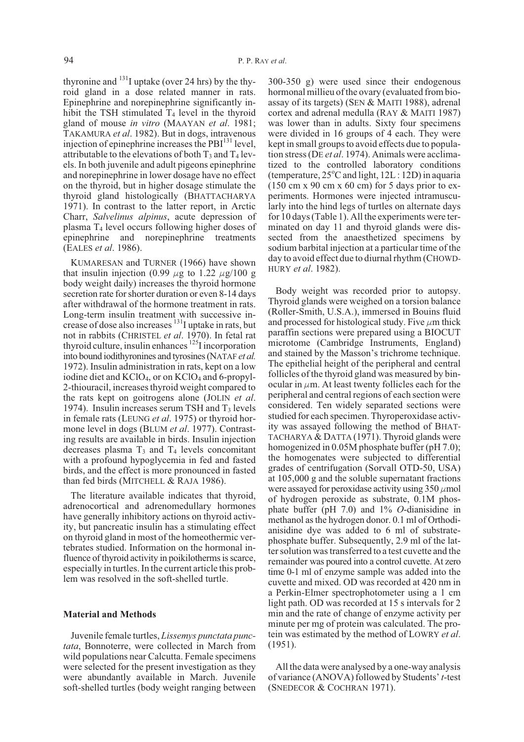thyronine and $^{131}$I uptake (over 24 hrs) by the thyroid gland in a dose related manner in rats. Epinephrine and norepinephrine significantly inhibit the TSH stimulated $T_4$ level in the thyroid gland of mouse *in vitro* (MAAYAN *et al*. 1981; TAKAMURA *et al*. 1982). But in dogs, intravenous injection of epinephrine increases the PBI$^{131}$ level, attributable to the elevations of both $T_3$ and $T_4$ levels. In both juvenile and adult pigeons epinephrine and norepinephrine in lower dosage have no effect on the thyroid, but in higher dosage stimulate the thyroid gland histologically (BHATTACHARYA 1971). In contrast to the latter report, in Arctic Charr, *Salvelinus alpinus*, acute depression of plasma $T_4$ level occurs following higher doses of epinephrine and norepinephrine treatments (EALES *et al*. 1986).

KUMARESAN and TURNER (1966) have shown that insulin injection (0.99 $\mu$g to 1.22 $\mu$g/100 g body weight daily) increases the thyroid hormone secretion rate for shorter duration or even 8-14 days after withdrawal of the hormone treatment in rats. Long-term insulin treatment with successive increase of dose also increases $^{131}$I uptake in rats, but not in rabbits (CHRISTEL *et al*. 1970). In fetal rat thyroid culture, insulin enhances $^{125}$I incorporation into bound iodithyronines and tyrosines (NATAF *et al.* 1972). Insulin administration in rats, kept on a low iodine diet and $KClO_4$, or on $KClO_4$ and 6-propyl-2-thiouracil, increases thyroid weight compared to the rats kept on goitrogens alone (JOLIN *et al*. 1974). Insulin increases serum TSH and $T_3$ levels in female rats (LEUNG *et al*. 1975) or thyroid hormone level in dogs (BLUM *et al*. 1977). Contrasting results are available in birds. Insulin injection decreases plasma $T_3$ and $T_4$ levels concomitant with a profound hypoglycemia in fed and fasted birds, and the effect is more pronounced in fasted than fed birds (MITCHELL & RAJA 1986).

The literature available indicates that thyroid, adrenocortical and adrenomedullary hormones have generally inhibitory actions on thyroid activity, but pancreatic insulin has a stimulating effect on thyroid gland in most of the homeothermic vertebrates studied. Information on the hormonal influence of thyroid activity in poikilotherms is scarce, especially in turtles. In the current article this problem was resolved in the soft-shelled turtle.

## Material and Methods

Juvenile female turtles, *Lissemys punctata punctata*, Bonnoterre, were collected in March from wild populations near Calcutta. Female specimens were selected for the present investigation as they were abundantly available in March. Juvenile soft-shelled turtles (body weight ranging between 300-350 g) were used since their endogenous hormonal millieu of the ovary (evaluated from bioassay of its targets) (SEN & MAITI 1988), adrenal cortex and adrenal medulla (RAY & MAITI 1987) was lower than in adults. Sixty four specimens were divided in 16 groups of 4 each. They were kept in small groups to avoid effects due to population stress (DE *et al*. 1974). Animals were acclimatized to the controlled laboratory conditions (temperature, 25°C and light, 12L : 12D) in aquaria (150 cm x 90 cm x 60 cm) for 5 days prior to experiments. Hormones were injected intramuscularly into the hind legs of turtles on alternate days for 10 days (Table 1). All the experiments were terminated on day 11 and thyroid glands were dissected from the anaesthetized specimens by sodium barbital injection at a particular time of the day to avoid effect due to diurnal rhythm (CHOWDHURY *et al*. 1982).

Body weight was recorded prior to autopsy. Thyroid glands were weighed on a torsion balance (Roller-Smith, U.S.A.), immersed in Bouins fluid and processed for histological study. Five $\mu$m thick paraffin sections were prepared using a BIOCUT microtome (Cambridge Instruments, England) and stained by the Masson's trichrome technique. The epithelial height of the peripheral and central follicles of the thyroid gland was measured by binocular in $\mu$m. At least twenty follicles each for the peripheral and central regions of each section were considered. Ten widely separated sections were studied for each specimen. Thyroperoxidase activity was assayed following the method of BHATTACHARYA & DATTA (1971). Thyroid glands were homogenized in 0.05M phosphate buffer (pH 7.0); the homogenates were subjected to differential grades of centrifugation (Sorvall OTD-50, USA) at 105,000 g and the soluble supernatant fractions were assayed for peroxidase activity using 350 $\mu$mol of hydrogen peroxide as substrate, 0.1M phosphate buffer (pH 7.0) and 1% *O*-dianisidine in methanol as the hydrogen donor. 0.1 ml of Orthodianisidine dye was added to 6 ml of substrate-phosphate buffer. Subsequently, 2.9 ml of the latter solution was transferred to a test cuvette and the remainder was poured into a control cuvette. At zero time 0-1 ml of enzyme sample was added into the cuvette and mixed. OD was recorded at 420 nm in a Perkin-Elmer spectrophotometer using a 1 cm light path. OD was recorded at 15 s intervals for 2 min and the rate of change of enzyme activity per minute per mg of protein was calculated. The protein was estimated by the method of LOWRY *et al*. (1951).

All the data were analysed by a one-way analysis of variance (ANOVA) followed by Students' *t*-test (SNEDECOR & COCHRAN 1971).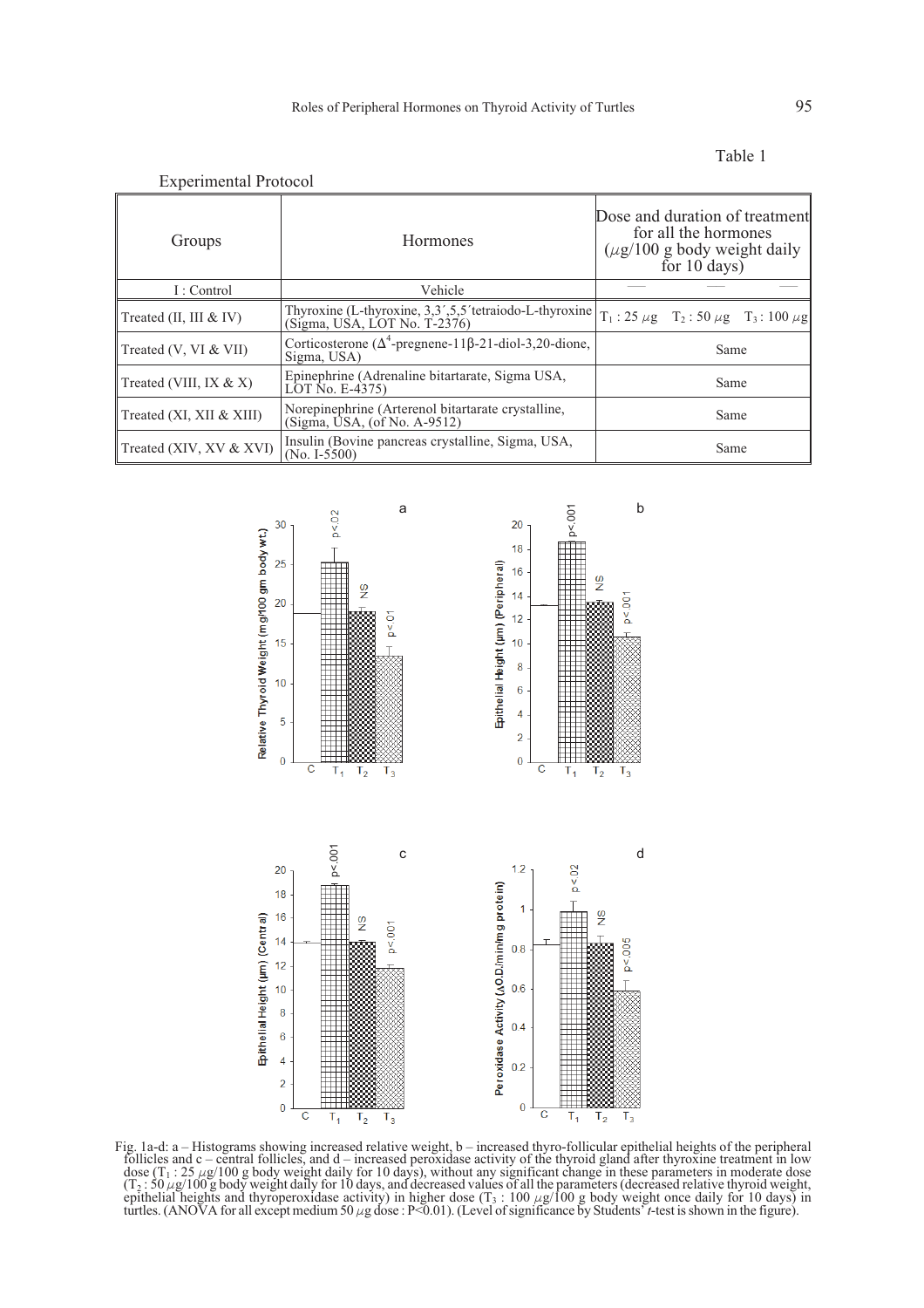Table 1

Experimental Protocol

| Groups | Hormones | Dose and duration of treatment for all the hormones ($\mu$g/100 g body weight daily for 10 days) |
|---|---|---|
| I : Control | Vehicle | — — — |
| Treated (II, III & IV) | Thyroxine (L-thyroxine, 3,3´,5,5´tetraiodo-L-thyroxine (Sigma, USA, LOT No. T-2376) | $T_1$ : 25 $\mu$g  $T_2$ : 50 $\mu$g  $T_3$ : 100 $\mu$g |
| Treated (V, VI & VII) | Corticosterone ($\Delta^4$-pregnene-11β-21-diol-3,20-dione, Sigma, USA) | Same |
| Treated (VIII, IX & X) | Epinephrine (Adrenaline bitartarate, Sigma USA, LOT No. E-4375) | Same |
| Treated (XI, XII & XIII) | Norepinephrine (Arterenol bitartarate crystalline, (Sigma, USA, (of No. A-9512) | Same |
| Treated (XIV, XV & XVI) | Insulin (Bovine pancreas crystalline, Sigma, USA, (No. I-5500) | Same |

Fig. 1a-d: a – Histograms showing increased relative weight, b – increased thyro-follicular epithelial heights of the peripheral follicles and c – central follicles, and d – increased peroxidase activity of the thyroid gland after thyroxine treatment in low dose ($T_1$ : 25 $\mu$g/100 g body weight daily for 10 days), without any significant change in these parameters in moderate dose ($T_2$ : 50 $\mu$g/100 g body weight daily for 10 days, and decreased values of all the parameters (decreased relative thyroid weight, epithelial heights and thyroperoxidase activity) in higher dose ($T_3$ : 100 $\mu$g/100 g body weight once daily for 10 days) in turtles. (ANOVA for all except medium 50 $\mu$g dose : $P<0.01$). (Level of significance by Students' *t*-test is shown in the figure).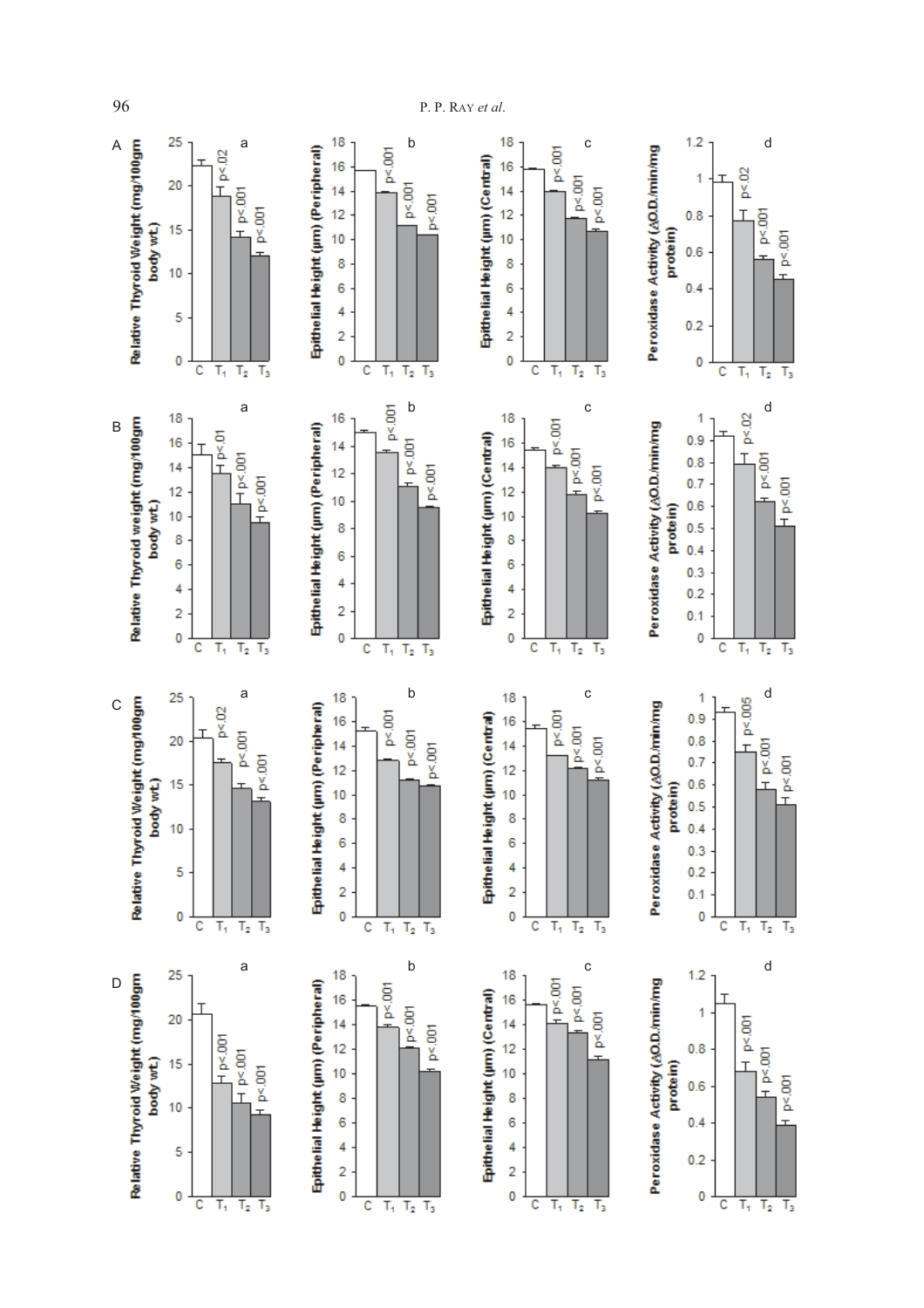| Row | Panel | Y-axis | T₁ vs C | T₂ vs C | T₃ vs C |
|---|---|---|---|---|---|
| A | a | Relative Thyroid Weight (mg/100gm body wt.) | p<.02 | p<.001 | p<.001 |
| A | b | Epithelial Height (μm) (Peripheral) | p<.001 | p<.001 | p<.001 |
| A | c | Epithelial Height (μm) (Central) | p<.001 | p<.001 | p<.001 |
| A | d | Peroxidase Activity (ΔO.D./min/mg protein) | p<.02 | p<.001 | p<.001 |
| B | a | Relative Thyroid weight (mg/100gm body wt.) | p<.01 | p<.001 | p<.001 |
| B | b | Epithelial Height (μm) (Peripheral) | p<.001 | p<.001 | p<.001 |
| B | c | Epithelial Height (μm) (Central) | p<.001 | p<.001 | p<.001 |
| B | d | Peroxidase Activity (ΔO.D./min/mg protein) | p<.02 | p<.001 | p<.001 |
| C | a | Relative Thyroid Weight (mg/100gm body wt.) | p<.02 | p<.001 | p<.001 |
| C | b | Epithelial Height (μm) (Peripheral) | p<.001 | p<.001 | p<.001 |
| C | c | Epithelial Height (μm) (Central) | p<.001 | p<.001 | p<.001 |
| C | d | Peroxidase Activity (ΔO.D./min/mg protein) | p<.005 | p<.001 | p<.001 |
| D | a | Relative Thyroid Weight (mg/100gm body wt.) | p<.001 | p<.001 | p<.001 |
| D | b | Epithelial Height (μm) (Peripheral) | p<.001 | p<.001 | p<.001 |
| D | c | Epithelial Height (μm) (Central) | p<.001 | p<.001 | p<.001 |
| D | d | Peroxidase Activity (ΔO.D./min/mg protein) | p<.001 | p<.001 | p<.001 |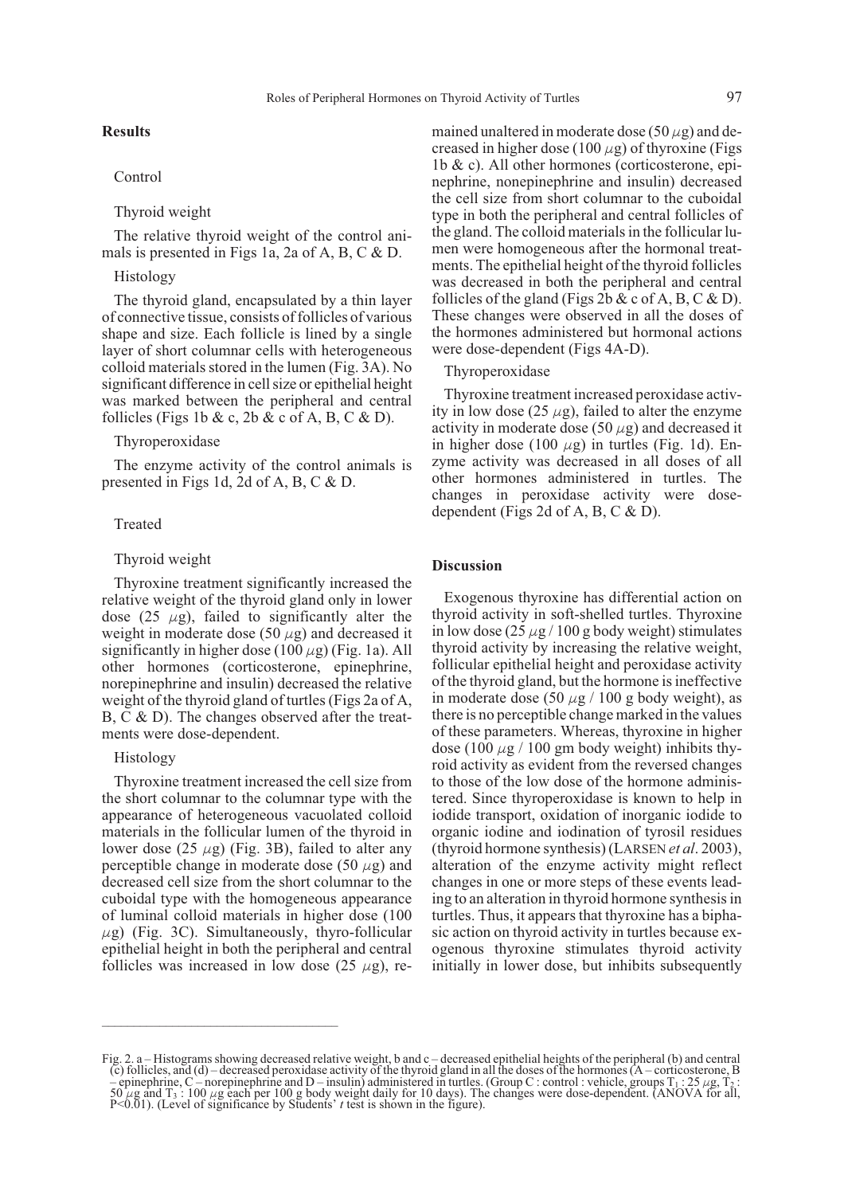## Results

### Control

#### Thyroid weight

The relative thyroid weight of the control animals is presented in Figs 1a, 2a of A, B, C & D.

#### Histology

The thyroid gland, encapsulated by a thin layer of connective tissue, consists of follicles of various shape and size. Each follicle is lined by a single layer of short columnar cells with heterogeneous colloid materials stored in the lumen (Fig. 3A). No significant difference in cell size or epithelial height was marked between the peripheral and central follicles (Figs 1b & c, 2b & c of A, B, C & D).

#### Thyroperoxidase

The enzyme activity of the control animals is presented in Figs 1d, 2d of A, B, C & D.

### Treated

#### Thyroid weight

Thyroxine treatment significantly increased the relative weight of the thyroid gland only in lower dose (25 $\mu$g), failed to significantly alter the weight in moderate dose (50 $\mu$g) and decreased it significantly in higher dose (100 $\mu$g) (Fig. 1a). All other hormones (corticosterone, epinephrine, norepinephrine and insulin) decreased the relative weight of the thyroid gland of turtles (Figs 2a of A, B, C & D). The changes observed after the treatments were dose-dependent.

#### Histology

Thyroxine treatment increased the cell size from the short columnar to the columnar type with the appearance of heterogeneous vacuolated colloid materials in the follicular lumen of the thyroid in lower dose (25 $\mu$g) (Fig. 3B), failed to alter any perceptible change in moderate dose (50 $\mu$g) and decreased cell size from the short columnar to the cuboidal type with the homogeneous appearance of luminal colloid materials in higher dose (100 $\mu$g) (Fig. 3C). Simultaneously, thyro-follicular epithelial height in both the peripheral and central follicles was increased in low dose (25 $\mu$g), remained unaltered in moderate dose (50 $\mu$g) and decreased in higher dose (100 $\mu$g) of thyroxine (Figs 1b & c). All other hormones (corticosterone, epinephrine, nonepinephrine and insulin) decreased the cell size from short columnar to the cuboidal type in both the peripheral and central follicles of the gland. The colloid materials in the follicular lumen were homogeneous after the hormonal treatments. The epithelial height of the thyroid follicles was decreased in both the peripheral and central follicles of the gland (Figs 2b & c of A, B, C & D). These changes were observed in all the doses of the hormones administered but hormonal actions were dose-dependent (Figs 4A-D).

#### Thyroperoxidase

Thyroxine treatment increased peroxidase activity in low dose (25 $\mu$g), failed to alter the enzyme activity in moderate dose (50 $\mu$g) and decreased it in higher dose (100 $\mu$g) in turtles (Fig. 1d). Enzyme activity was decreased in all doses of all other hormones administered in turtles. The changes in peroxidase activity were dose-dependent (Figs 2d of A, B, C & D).

## Discussion

Exogenous thyroxine has differential action on thyroid activity in soft-shelled turtles. Thyroxine in low dose (25 $\mu$g / 100 g body weight) stimulates thyroid activity by increasing the relative weight, follicular epithelial height and peroxidase activity of the thyroid gland, but the hormone is ineffective in moderate dose (50 $\mu$g / 100 g body weight), as there is no perceptible change marked in the values of these parameters. Whereas, thyroxine in higher dose (100 $\mu$g / 100 gm body weight) inhibits thyroid activity as evident from the reversed changes to those of the low dose of the hormone administered. Since thyroperoxidase is known to help in iodide transport, oxidation of inorganic iodide to organic iodine and iodination of tyrosil residues (thyroid hormone synthesis) (Larsen *et al*. 2003), alteration of the enzyme activity might reflect changes in one or more steps of these events leading to an alteration in thyroid hormone synthesis in turtles. Thus, it appears that thyroxine has a biphasic action on thyroid activity in turtles because exogenous thyroxine stimulates thyroid activity initially in lower dose, but inhibits subsequently

Fig. 2. a – Histograms showing decreased relative weight, b and c – decreased epithelial heights of the peripheral (b) and central (c) follicles, and (d) – decreased peroxidase activity of the thyroid gland in all the doses of the hormones (A – corticosterone, B – epinephrine, C – norepinephrine and D – insulin) administered in turtles. (Group C : control : vehicle, groups $T_1$ : 25 $\mu$g, $T_2$ : 50 $\mu$g and $T_3$ : 100 $\mu$g each per 100 g body weight daily for 10 days). The changes were dose-dependent. (ANOVA for all, $P<0.01$). (Level of significance by Students' *t* test is shown in the figure).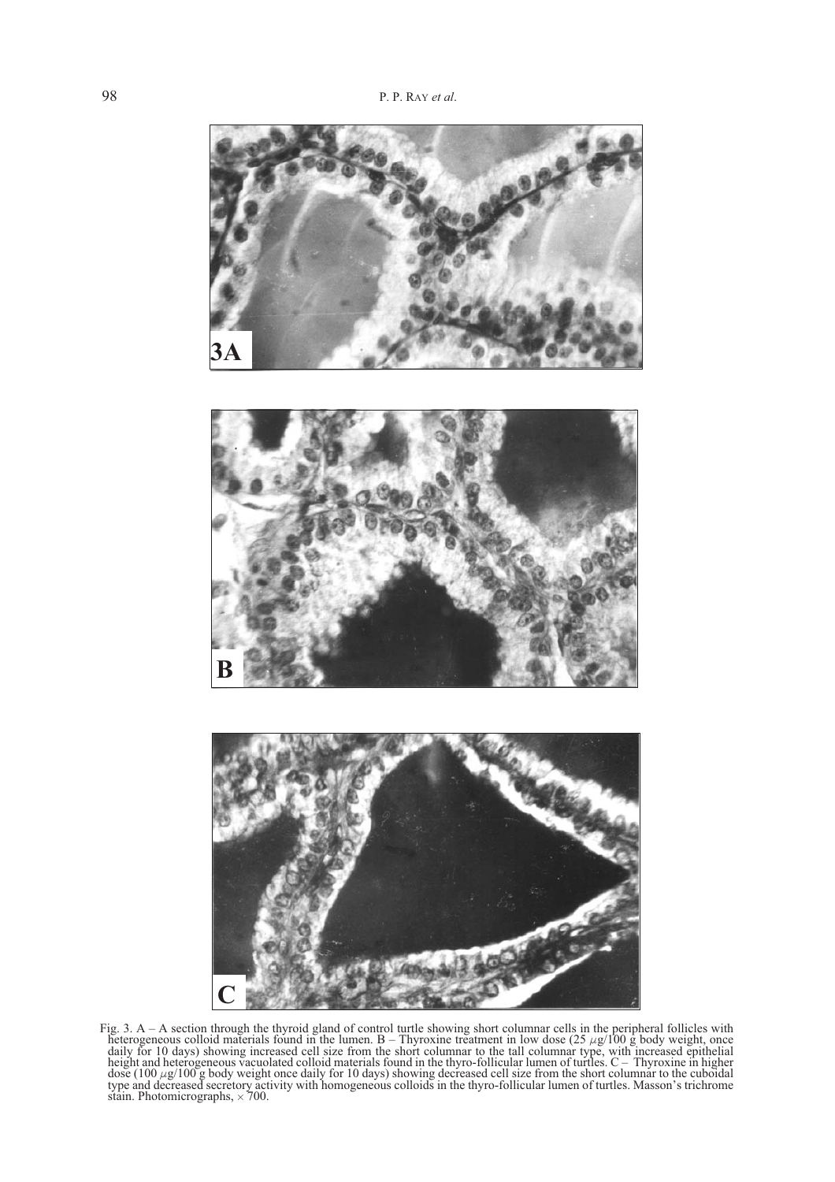Fig. 3. A – A section through the thyroid gland of control turtle showing short columnar cells in the peripheral follicles with heterogeneous colloid materials found in the lumen. B – Thyroxine treatment in low dose (25 $\mu$g/100 g body weight, once daily for 10 days) showing increased cell size from the short columnar to the tall columnar type, with increased epithelial height and heterogeneous vacuolated colloid materials found in the thyro-follicular lumen of turtles. C – Thyroxine in higher dose (100 $\mu$g/100 g body weight once daily for 10 days) showing decreased cell size from the short columnar to the cuboidal type and decreased secretory activity with homogeneous colloids in the thyro-follicular lumen of turtles. Masson's trichrome stain. Photomicrographs, $\times$ 700.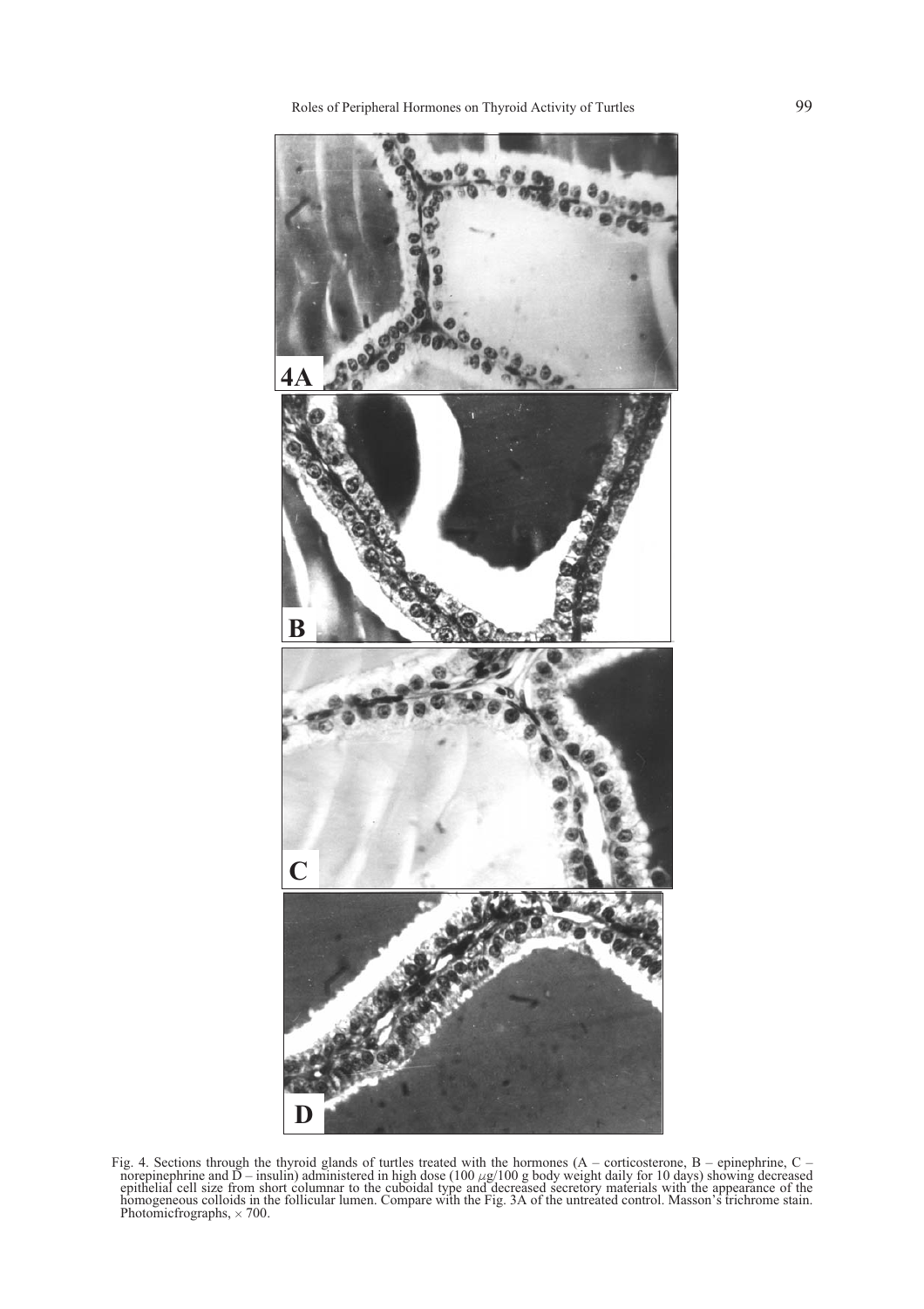Fig. 4. Sections through the thyroid glands of turtles treated with the hormones (A – corticosterone, B – epinephrine, C – norepinephrine and D – insulin) administered in high dose (100 $\mu$g/100 g body weight daily for 10 days) showing decreased epithelial cell size from short columnar to the cuboidal type and decreased secretory materials with the appearance of the homogeneous colloids in the follicular lumen. Compare with the Fig. 3A of the untreated control. Masson's trichrome stain. Photomicfrographs, × 700.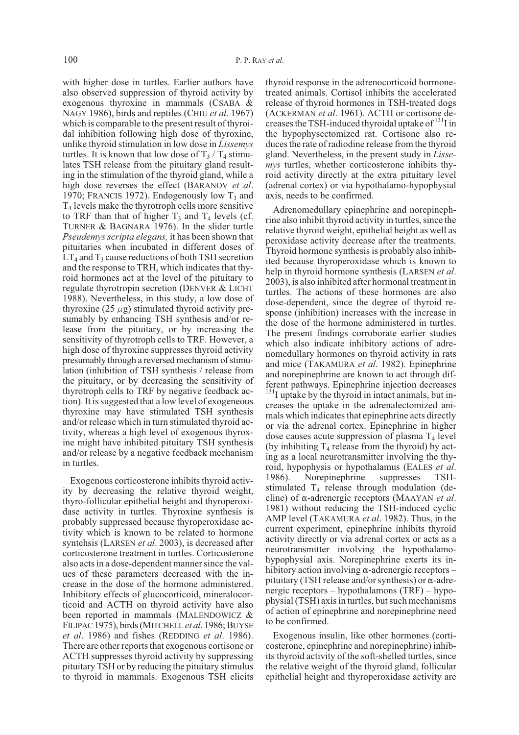with higher dose in turtles. Earlier authors have also observed suppression of thyroid activity by exogenous thyroxine in mammals (CSABA & NAGY 1986), birds and reptiles (CHIU *et al*. 1967) which is comparable to the present result of thyroidal inhibition following high dose of thyroxine, unlike thyroid stimulation in low dose in *Lissemys* turtles. It is known that low dose of $T_3$ / $T_4$ stimulates TSH release from the pituitary gland resulting in the stimulation of the thyroid gland, while a high dose reverses the effect (BARANOV *et al*. 1970; FRANCIS 1972). Endogenously low $T_3$ and $T_4$ levels make the thyrotroph cells more sensitive to TRF than that of higher $T_3$ and $T_4$ levels (cf. TURNER & BAGNARA 1976). In the slider turtle *Pseudemys scripta elegans,* it has been shown that pituitaries when incubated in different doses of $LT_4$ and $T_3$ cause reductions of both TSH secretion and the response to TRH, which indicates that thyroid hormones act at the level of the pituitary to regulate thyrotropin secretion (DENVER & LICHT 1988). Nevertheless, in this study, a low dose of thyroxine (25 $\mu$g) stimulated thyroid activity presumably by enhancing TSH synthesis and/or release from the pituitary, or by increasing the sensitivity of thyrotroph cells to TRF. However, a high dose of thyroxine suppresses thyroid activity presumably through a reversed mechanism of stimulation (inhibition of TSH synthesis / release from the pituitary, or by decreasing the sensitivity of thyrotroph cells to TRF by negative feedback action). It is suggested that a low level of exogeneous thyroxine may have stimulated TSH synthesis and/or release which in turn stimulated thyroid activity, whereas a high level of exogenous thyroxine might have inhibited pituitary TSH synthesis and/or release by a negative feedback mechanism in turtles.

Exogenous corticosterone inhibits thyroid activity by decreasing the relative thyroid weight, thyro-follicular epithelial height and thyroperoxidase activity in turtles. Thyroxine synthesis is probably suppressed because thyroperoxidase activity which is known to be related to hormone syntehsis (LARSEN *et al*. 2003), is decreased after corticosterone treatment in turtles. Corticosterone also acts in a dose-dependent manner since the values of these parameters decreased with the increase in the dose of the hormone administered. Inhibitory effects of glucocorticoid, mineralocorticoid and ACTH on thyroid activity have also been reported in mammals (MALENDOWICZ & FILIPAC 1975), birds (MITCHELL *et al*. 1986; BUYSE *et al*. 1986) and fishes (REDDING *et al*. 1986). There are other reports that exogenous cortisone or ACTH suppresses thyroid activity by suppressing pituitary TSH or by reducing the pituitary stimulus to thyroid in mammals. Exogenous TSH elicits thyroid response in the adrenocorticoid hormone-treated animals. Cortisol inhibits the accelerated release of thyroid hormones in TSH-treated dogs (ACKERMAN *et al*. 1961). ACTH or cortisone decreases the TSH-induced thyroidal uptake of $^{131}$I in the hypophysectomized rat. Cortisone also reduces the rate of radiodine release from the thyroid gland. Nevertheless, in the present study in *Lissemys* turtles, whether corticosterone inhibits thyroid activity directly at the extra pituitary level (adrenal cortex) or via hypothalamo-hypophysial axis, needs to be confirmed.

Adrenomedullary epinephrine and norepinephrine also inhibit thyroid activity in turtles, since the relative thyroid weight, epithelial height as well as peroxidase activity decrease after the treatments. Thyroid hormone synthesis is probably also inhibited because thyroperoxidase which is known to help in thyroid hormone synthesis (LARSEN *et al*. 2003), is also inhibited after hormonal treatment in turtles. The actions of these hormones are also dose-dependent, since the degree of thyroid response (inhibition) increases with the increase in the dose of the hormone administered in turtles. The present findings corroborate earlier studies which also indicate inhibitory actions of adrenomedullary hormones on thyroid activity in rats and mice (TAKAMURA *et al*. 1982). Epinephrine and norepinephrine are known to act through different pathways. Epinephrine injection decreases $^{131}$I uptake by the thyroid in intact animals, but increases the uptake in the adrenalectomized animals which indicates that epinephrine acts directly or via the adrenal cortex. Epinephrine in higher dose causes acute suppression of plasma $T_4$ level (by inhibiting $T_4$ release from the thyroid) by acting as a local neurotransmitter involving the thyroid, hypophysis or hypothalamus (EALES *et al*. 1986). Norepinephrine suppresses TSH-stimulated $T_4$ release through modulation (decline) of α-adrenergic receptors (MAAYAN *et al*. 1981) without reducing the TSH-induced cyclic AMP level (TAKAMURA *et al*. 1982). Thus, in the current experiment, epinephrine inhibits thyroid activity directly or via adrenal cortex or acts as a neurotransmitter involving the hypothalamo-hypophysial axis. Norepinephrine exerts its inhibitory action involving α-adrenergic receptors – pituitary (TSH release and/or synthesis) or α-adrenergic receptors – hypothalamons (TRF) – hypophysial (TSH) axis in turtles, but such mechanisms of action of epinephrine and norepinephrine need to be confirmed.

Exogenous insulin, like other hormones (corticosterone, epinephrine and norepinephrine) inhibits thyroid activity of the soft-shelled turtles, since the relative weight of the thyroid gland, follicular epithelial height and thyroperoxidase activity are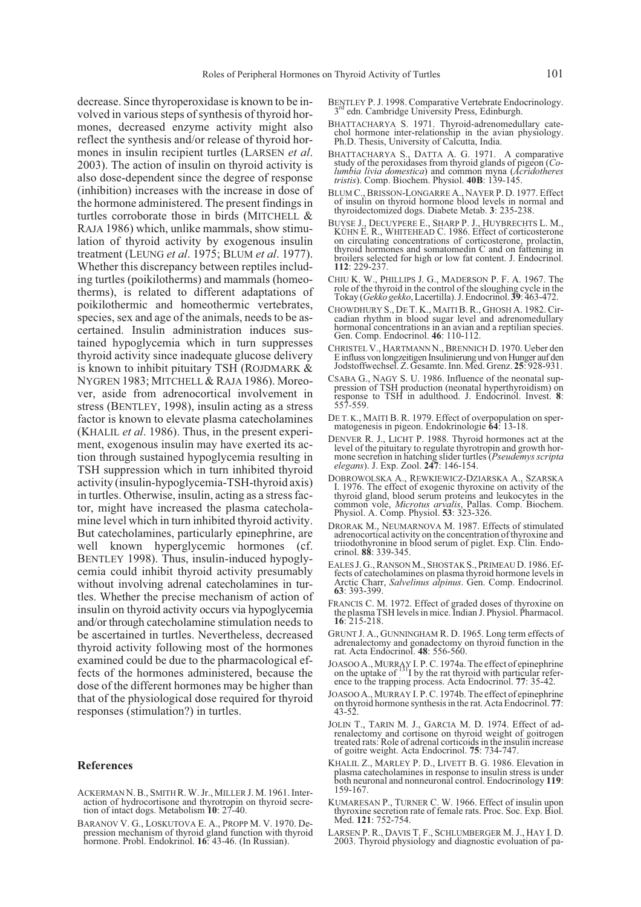decrease. Since thyroperoxidase is known to be involved in various steps of synthesis of thyroid hormones, decreased enzyme activity might also reflect the synthesis and/or release of thyroid hormones in insulin recipient turtles (LARSEN *et al*. 2003). The action of insulin on thyroid activity is also dose-dependent since the degree of response (inhibition) increases with the increase in dose of the hormone administered. The present findings in turtles corroborate those in birds (MITCHELL & RAJA 1986) which, unlike mammals, show stimulation of thyroid activity by exogenous insulin treatment (LEUNG *et al*. 1975; BLUM *et al*. 1977). Whether this discrepancy between reptiles including turtles (poikilotherms) and mammals (homeotherms), is related to different adaptations of poikilothermic and homeothermic vertebrates, species, sex and age of the animals, needs to be ascertained. Insulin administration induces sustained hypoglycemia which in turn suppresses thyroid activity since inadequate glucose delivery is known to inhibit pituitary TSH (ROJDMARK & NYGREN 1983; MITCHELL & RAJA 1986). Moreover, aside from adrenocortical involvement in stress (BENTLEY, 1998), insulin acting as a stress factor is known to elevate plasma catecholamines (KHALIL *et al*. 1986). Thus, in the present experiment, exogenous insulin may have exerted its action through sustained hypoglycemia resulting in TSH suppression which in turn inhibited thyroid activity (insulin-hypoglycemia-TSH-thyroid axis) in turtles. Otherwise, insulin, acting as a stress factor, might have increased the plasma catecholamine level which in turn inhibited thyroid activity. But catecholamines, particularly epinephrine, are well known hyperglycemic hormones (cf. BENTLEY 1998). Thus, insulin-induced hypoglycemia could inhibit thyroid activity presumably without involving adrenal catecholamines in turtles. Whether the precise mechanism of action of insulin on thyroid activity occurs via hypoglycemia and/or through catecholamine stimulation needs to be ascertained in turtles. Nevertheless, decreased thyroid activity following most of the hormones examined could be due to the pharmacological effects of the hormones administered, because the dose of the different hormones may be higher than that of the physiological dose required for thyroid responses (stimulation?) in turtles.

## References

ACKERMAN N. B., SMITH R. W. Jr., MILLER J. M. 1961. Interaction of hydrocortisone and thyrotropin on thyroid secretion of intact dogs. Metabolism **10**: 27-40.

BARANOV V. G., LOSKUTOVA E. A., PROPP M. V. 1970. Depression mechanism of thyroid gland function with thyroid hormone. Probl. Endokrinol. **16**: 43-46. (In Russian).

BENTLEY P. J. 1998. Comparative Vertebrate Endocrinology. 3rd edn. Cambridge University Press, Edinburgh.

BHATTACHARYA S. 1971. Thyroid-adrenomedullary catechol hormone inter-relationship in the avian physiology. Ph.D. Thesis, University of Calcutta, India.

BHATTACHARYA S., DATTA A. G. 1971. A comparative study of the peroxidases from thyroid glands of pigeon (*Columbia livia domestica*) and common myna (*Acridotheres tristis*). Comp. Biochem. Physiol. **40B**: 139-145.

BLUM C., BRISSON-LONGARRE A., NAYER P. D. 1977. Effect of insulin on thyroid hormone blood levels in normal and thyroidectomized dogs. Diabete Metab. **3**: 235-238.

BUYSE J., DECUYPERE E., SHARP P. J., HUYBRECHTS L. M., KÜHN E. R., WHITEHEAD C. 1986. Effect of corticosterone on circulating concentrations of corticosterone, prolactin, thyroid hormones and somatomedin C and on fattening in broilers selected for high or low fat content. J. Endocrinol. **112**: 229-237.

CHIU K. W., PHILLIPS J. G., MADERSON P. F. A. 1967. The role of the thyroid in the control of the sloughing cycle in the Tokay (*Gekko gekko*, Lacertilla). J. Endocrinol. **39**: 463-472.

CHOWDHURY S., DE T. K., MAITI B. R., GHOSH A. 1982. Circadian rhythm in blood sugar level and adrenomedullary hormonal concentrations in an avian and a reptilian species. Gen. Comp. Endocrinol. **46**: 110-112.

CHRISTEL V., HARTMANN N., BRENNICH D. 1970. Ueber den E influss von longzeitigen Insulinierung und von Hunger auf den Jodstoffwechsel. Z. Gesamte. Inn. Med. Grenz. **25**: 928-931.

CSABA G., NAGY S. U. 1986. Influence of the neonatal suppression of TSH production (neonatal hyperthyroidism) on response to TSH in adulthood. J. Endocrinol. Invest. **8**: 557-559.

DE T. K., MAITI B. R. 1979. Effect of overpopulation on spermatogenesis in pigeon. Endokrinologie **64**: 13-18.

DENVER R. J., LICHT P. 1988. Thyroid hormones act at the level of the pituitary to regulate thyrotropin and growth hormone secretion in hatching slider turtles (*Pseudemys scripta elegans*). J. Exp. Zool. **247**: 146-154.

DOBROWOLSKA A., REWKIEWICZ-DZIARSKA A., SZARSKA I. 1976. The effect of exogenic thyroxine on activity of the thyroid gland, blood serum proteins and leukocytes in the common vole, *Microtus arvalis*, Pallas. Comp. Biochem. Physiol. A. Comp. Physiol. **53**: 323-326.

DRORAK M., NEUMARNOVA M. 1987. Effects of stimulated adrenocortical activity on the concentration of thyroxine and triiodothyronine in blood serum of piglet. Exp. Clin. Endocrinol. **88**: 339-345.

EALES J. G., RANSON M., SHOSTAK S., PRIMEAU D. 1986. Effects of catecholamines on plasma thyroid hormone levels in Arctic Charr, *Salvelinus alpinus*. Gen. Comp. Endocrinol. **63**: 393-399.

FRANCIS C. M. 1972. Effect of graded doses of thyroxine on the plasma TSH levels in mice. Indian J. Physiol. Pharmacol. **16**: 215-218.

GRUNT J. A., GUNNINGHAM R. D. 1965. Long term effects of adrenalectomy and gonadectomy on thyroid function in the rat. Acta Endocrinol. **48**: 556-560.

JOASOO A., MURRAY I. P. C. 1974a. The effect of epinephrine on the uptake of $^{131}$I by the rat thyroid with particular reference to the trapping process. Acta Endocrinol. **77**: 35-42.

JOASOO A., MURRAY I. P. C. 1974b. The effect of epinephrine on thyroid hormone synthesis in the rat. Acta Endocrinol. **77**: 43-52.

JOLIN T., TARIN M. J., GARCIA M. D. 1974. Effect of adrenalectomy and cortisone on thyroid weight of goitrogen treated rats: Role of adrenal corticoids in the insulin increase of goitre weight. Acta Endocrinol. **75**: 734-747.

KHALIL Z., MARLEY P. D., LIVETT B. G. 1986. Elevation in plasma catecholamines in response to insulin stress is under both neuronal and nonneuronal control. Endocrinology **119**: 159-167.

KUMARESAN P., TURNER C. W. 1966. Effect of insulin upon thyroxine secretion rate of female rats. Proc. Soc. Exp. Biol. Med. **121**: 752-754.

LARSEN P. R., DAVIS T. F., SCHLUMBERGER M. J., HAY I. D. 2003. Thyroid physiology and diagnostic evoluation of pa-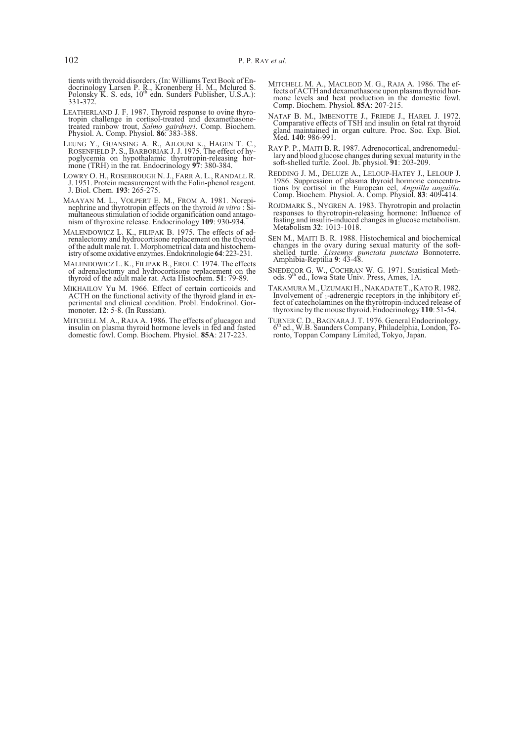tients with thyroid disorders. (In: Williams Text Book of Endocrinology Larsen P. R., Kronenberg H. M., Mclured S. Polonsky K. S. eds, 10th edn. Sunders Publisher, U.S.A.): 331-372.

LEATHERLAND J. F. 1987. Thyroid response to ovine thyrotropin challenge in cortisol-treated and dexamethasone-treated rainbow trout, *Salmo gairdneri*. Comp. Biochem. Physiol. A. Comp. Physiol. **86**: 383-388.

LEUNG Y., GUANSING A. R., AJLOUNI K., HAGEN T. C., ROSENFIELD P. S., BARBORIAK J. J. 1975. The effect of hypoglycemia on hypothalamic thyrotropin-releasing hormone (TRH) in the rat. Endocrinology **97**: 380-384.

LOWRY O. H., ROSEBROUGH N. J., FARR A. L., RANDALL R. J. 1951. Protein measurement with the Folin-phenol reagent. J. Biol. Chem. **193**: 265-275.

MAAYAN M. L., VOLPERT E. M., FROM A. 1981. Norepinephrine and thyrotropin effects on the thyroid *in vitro* : Simultaneous stimulation of iodide organification oand antagonism of thyroxine release. Endocrinology **109**: 930-934.

MALENDOWICZ L. K., FILIPAK B. 1975. The effects of adrenalectomy and hydrocortisone replacement on the thyroid of the adult male rat. 1. Morphometrical data and histochemistry of some oxidative enzymes. Endokrinologie **64**: 223-231.

MALENDOWICZ L. K., FILIPAK B., EROL C. 1974. The effects of adrenalectomy and hydrocortisone replacement on the thyroid of the adult male rat. Acta Histochem. **51**: 79-89.

MIKHAILOV Yu M. 1966. Effect of certain corticoids and ACTH on the functional activity of the thyroid gland in experimental and clinical condition. Probl. Endokrinol. Gormonoter. **12**: 5-8. (In Russian).

MITCHELL M. A., RAJA A. 1986. The effects of glucagon and insulin on plasma thyroid hormone levels in fed and fasted domestic fowl. Comp. Biochem. Physiol. **85A**: 217-223.

MITCHELL M. A., MACLEOD M. G., RAJA A. 1986. The effects of ACTH and dexamethasone upon plasma thyroid hormone levels and heat production in the domestic fowl. Comp. Biochem. Physiol. **85A**: 207-215.

NATAF B. M., IMBENOTTE J., FRIEDE J., HAREL J. 1972. Comparative effects of TSH and insulin on fetal rat thyroid gland maintained in organ culture. Proc. Soc. Exp. Biol. Med. **140**: 986-991.

RAY P. P., MAITI B. R. 1987. Adrenocortical, andrenomedullary and blood glucose changes during sexual maturity in the soft-shelled turtle. Zool. Jb. physiol. **91**: 203-209.

REDDING J. M., DELUZE A., LELOUP-HATEY J., LELOUP J. 1986. Suppression of plasma thyroid hormone concentrations by cortisol in the European eel, *Anguilla anguilla*. Comp. Biochem. Physiol. A. Comp. Physiol. **83**: 409-414.

ROJDMARK S., NYGREN A. 1983. Thyrotropin and prolactin responses to thyrotropin-releasing hormone: Influence of fasting and insulin-induced changes in glucose metabolism. Metabolism **32**: 1013-1018.

SEN M., MAITI B. R. 1988. Histochemical and biochemical changes in the ovary during sexual maturity of the soft-shelled turtle. *Lissemys punctata punctata* Bonnoterre. Amphibia-Reptilia **9**: 43-48.

SNEDECOR G. W., COCHRAN W. G. 1971. Statistical Methods. 9th ed., Iowa State Univ. Press, Ames, 1A.

TAKAMURA M., UZUMAKI H., NAKADATE T., KATO R. 1982. Involvement of $_1$-adrenergic receptors in the inhibitory effect of catecholamines on the thyrotropin-induced release of thyroxine by the mouse thyroid. Endocrinology **110**: 51-54.

TURNER C. D., BAGNARA J. T. 1976. General Endocrinology. 6th ed., W.B. Saunders Company, Philadelphia, London, Toronto, Toppan Company Limited, Tokyo, Japan.